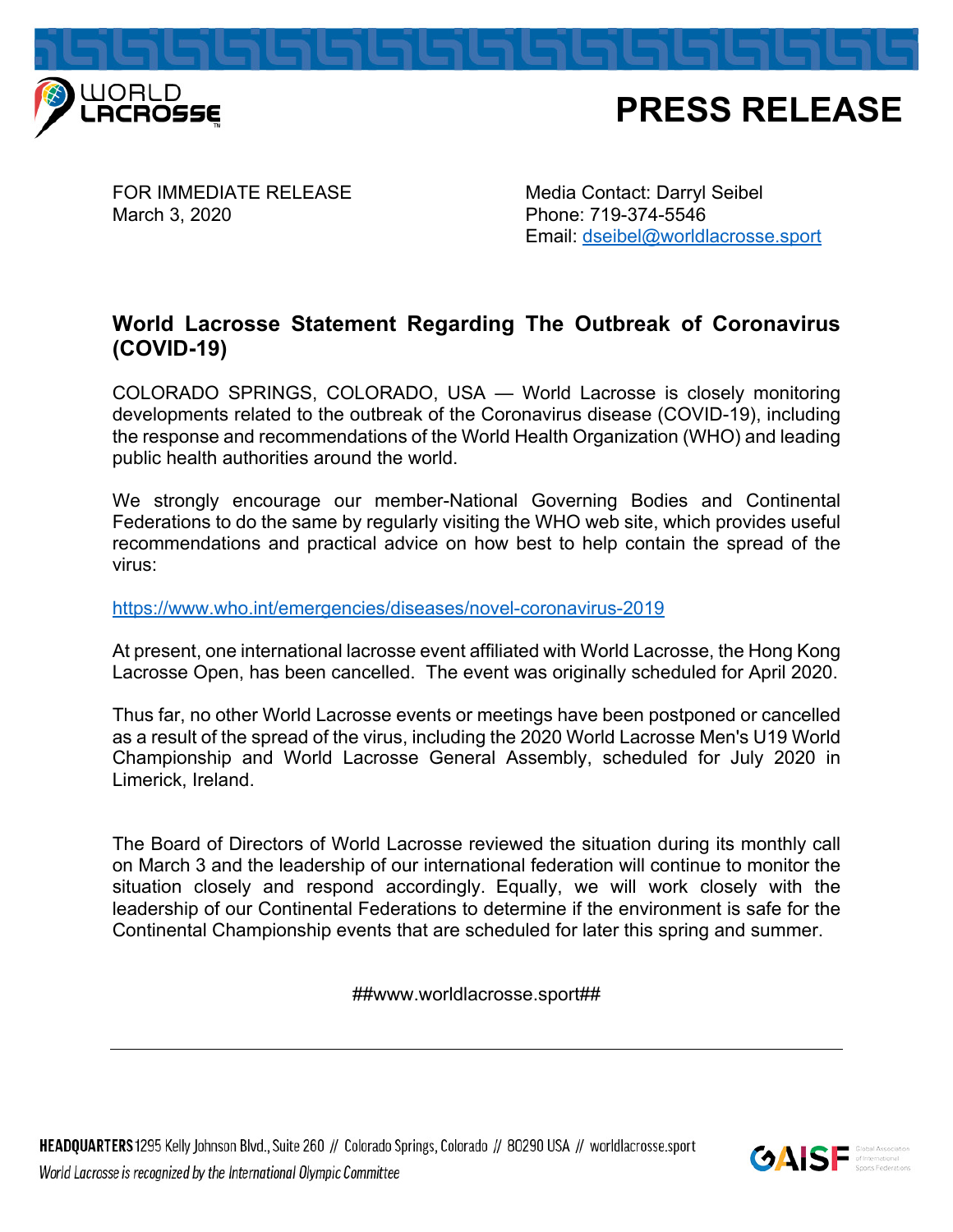# PRESS RELEASE

FOR IMMEDIATE RELEASE
March 3, 2020

Media Contact: Darryl Seibel
Phone: 719-374-5546
Email: dseibel@worldlacrosse.sport

## World Lacrosse Statement Regarding The Outbreak of Coronavirus (COVID-19)

COLORADO SPRINGS, COLORADO, USA — World Lacrosse is closely monitoring developments related to the outbreak of the Coronavirus disease (COVID-19), including the response and recommendations of the World Health Organization (WHO) and leading public health authorities around the world.

We strongly encourage our member-National Governing Bodies and Continental Federations to do the same by regularly visiting the WHO web site, which provides useful recommendations and practical advice on how best to help contain the spread of the virus:

https://www.who.int/emergencies/diseases/novel-coronavirus-2019

At present, one international lacrosse event affiliated with World Lacrosse, the Hong Kong Lacrosse Open, has been cancelled. The event was originally scheduled for April 2020.

Thus far, no other World Lacrosse events or meetings have been postponed or cancelled as a result of the spread of the virus, including the 2020 World Lacrosse Men's U19 World Championship and World Lacrosse General Assembly, scheduled for July 2020 in Limerick, Ireland.

The Board of Directors of World Lacrosse reviewed the situation during its monthly call on March 3 and the leadership of our international federation will continue to monitor the situation closely and respond accordingly. Equally, we will work closely with the leadership of our Continental Federations to determine if the environment is safe for the Continental Championship events that are scheduled for later this spring and summer.

##www.worldlacrosse.sport##

---

**HEADQUARTERS** 1295 Kelly Johnson Blvd., Suite 260 // Colorado Springs, Colorado // 80290 USA // worldlacrosse.sport

*World Lacrosse is recognized by the International Olympic Committee*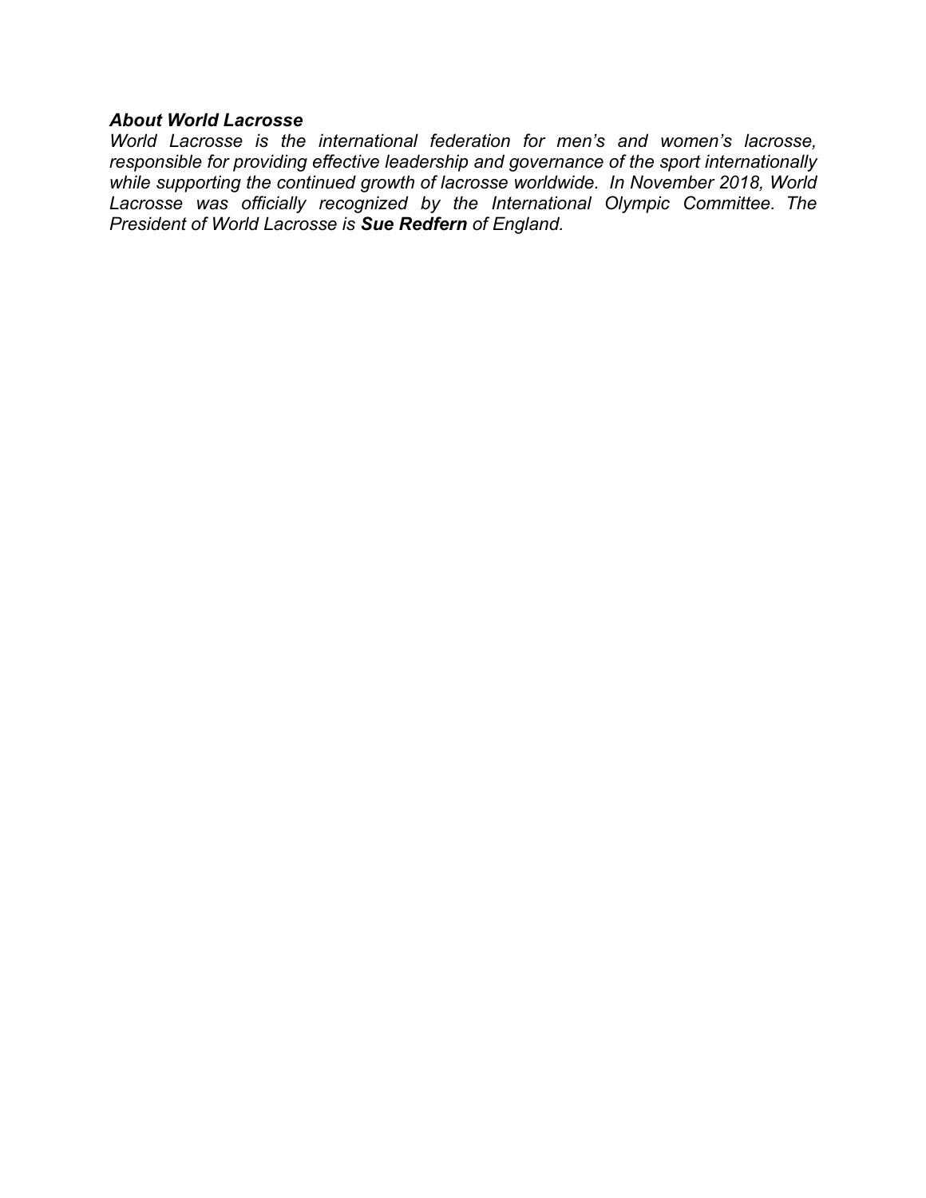***About World Lacrosse***

*World Lacrosse is the international federation for men's and women's lacrosse, responsible for providing effective leadership and governance of the sport internationally while supporting the continued growth of lacrosse worldwide. In November 2018, World Lacrosse was officially recognized by the International Olympic Committee. The President of World Lacrosse is* ***Sue Redfern*** *of England.*